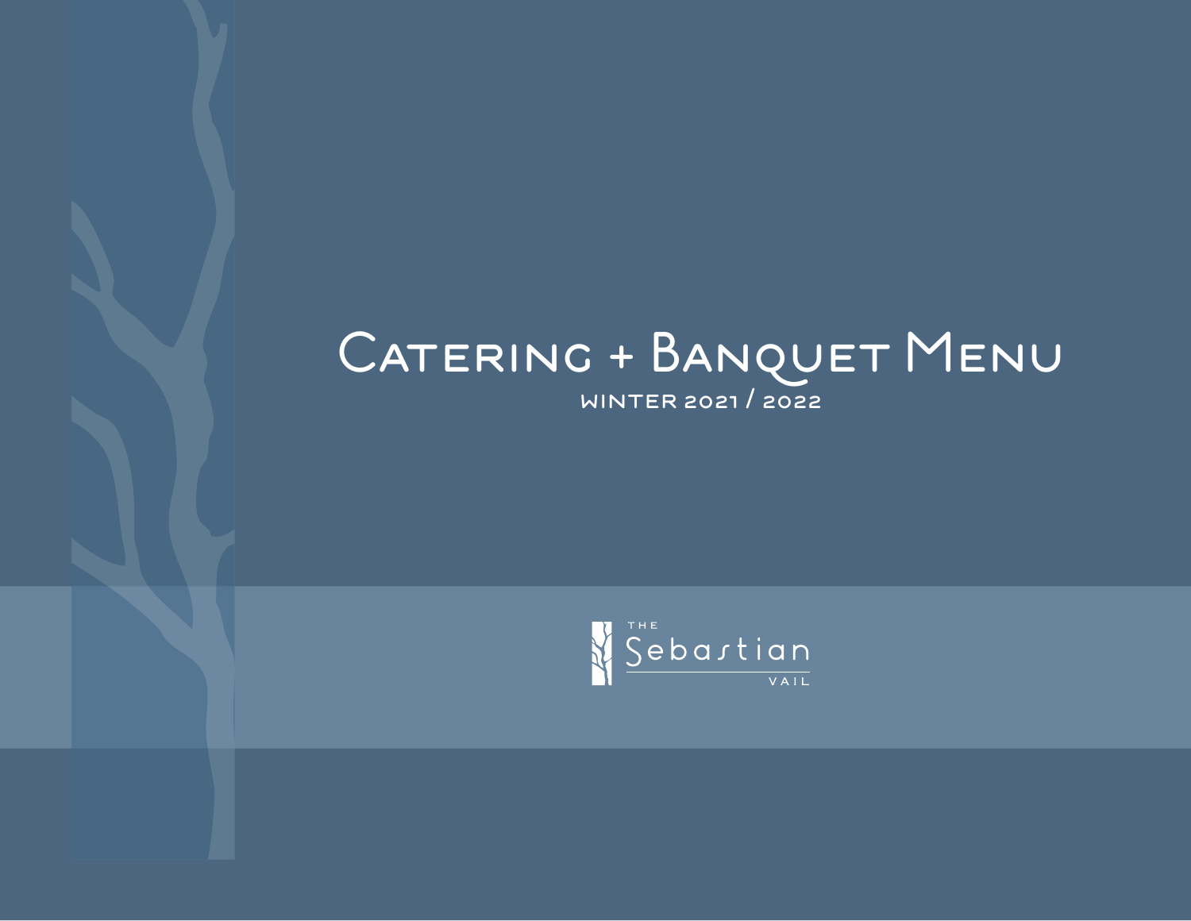# Catering + Banquet Menu

WINTER 2021 / 2022

THE Sebastian VAIL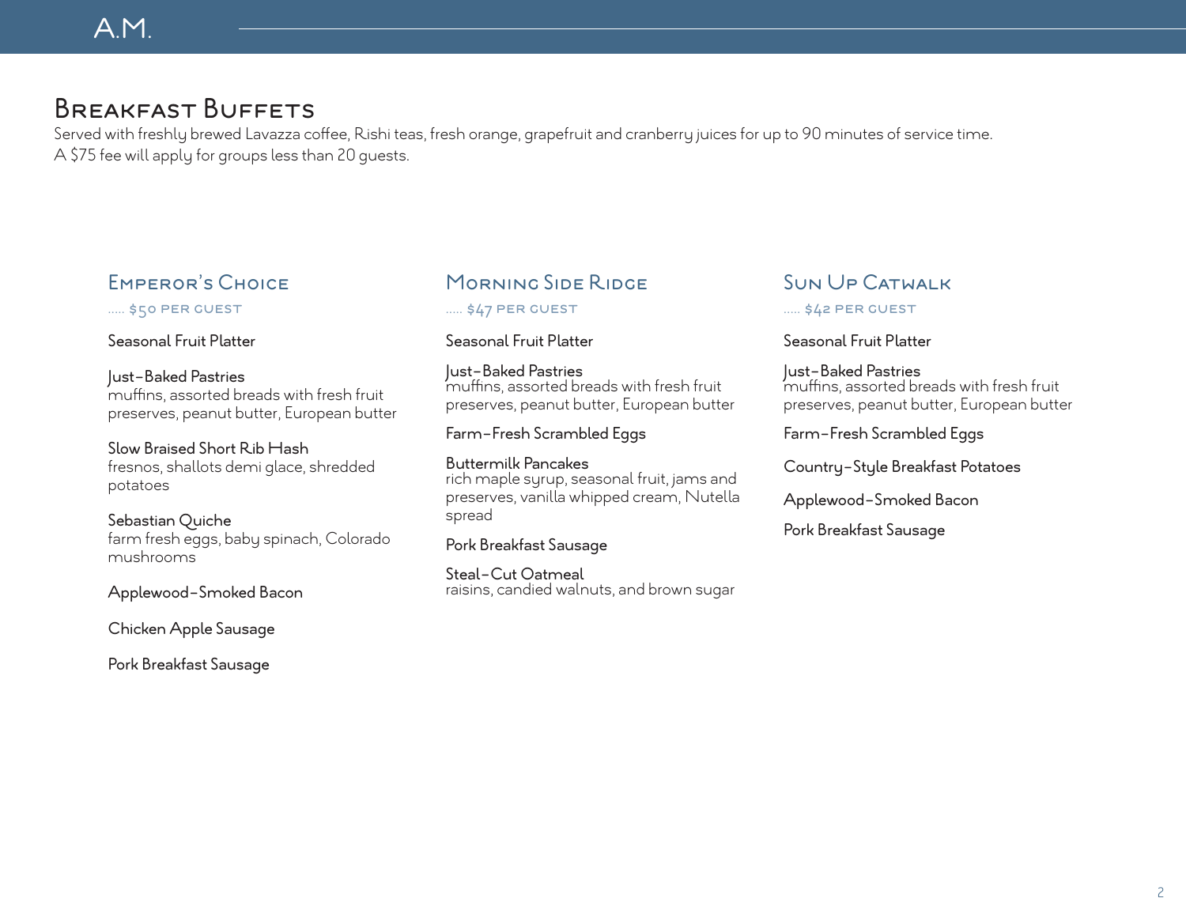# A.M.

## Breakfast Buffets

Served with freshly brewed Lavazza coffee, Rishi teas, fresh orange, grapefruit and cranberry juices for up to 90 minutes of service time.
A $75 fee will apply for groups less than 20 guests.

### Emperor's Choice

..... $50 PER GUEST

Seasonal Fruit Platter

Just-Baked Pastries
muffins, assorted breads with fresh fruit preserves, peanut butter, European butter

Slow Braised Short Rib Hash
fresnos, shallots demi glace, shredded potatoes

Sebastian Quiche
farm fresh eggs, baby spinach, Colorado mushrooms

Applewood-Smoked Bacon

Chicken Apple Sausage

Pork Breakfast Sausage

### Morning Side Ridge

..... $47 PER GUEST

Seasonal Fruit Platter

Just-Baked Pastries
muffins, assorted breads with fresh fruit preserves, peanut butter, European butter

Farm-Fresh Scrambled Eggs

Buttermilk Pancakes
rich maple syrup, seasonal fruit, jams and preserves, vanilla whipped cream, Nutella spread

Pork Breakfast Sausage

Steal-Cut Oatmeal
raisins, candied walnuts, and brown sugar

### Sun Up Catwalk

..... $42 PER GUEST

Seasonal Fruit Platter

Just-Baked Pastries
muffins, assorted breads with fresh fruit preserves, peanut butter, European butter

Farm-Fresh Scrambled Eggs

Country-Style Breakfast Potatoes

Applewood-Smoked Bacon

Pork Breakfast Sausage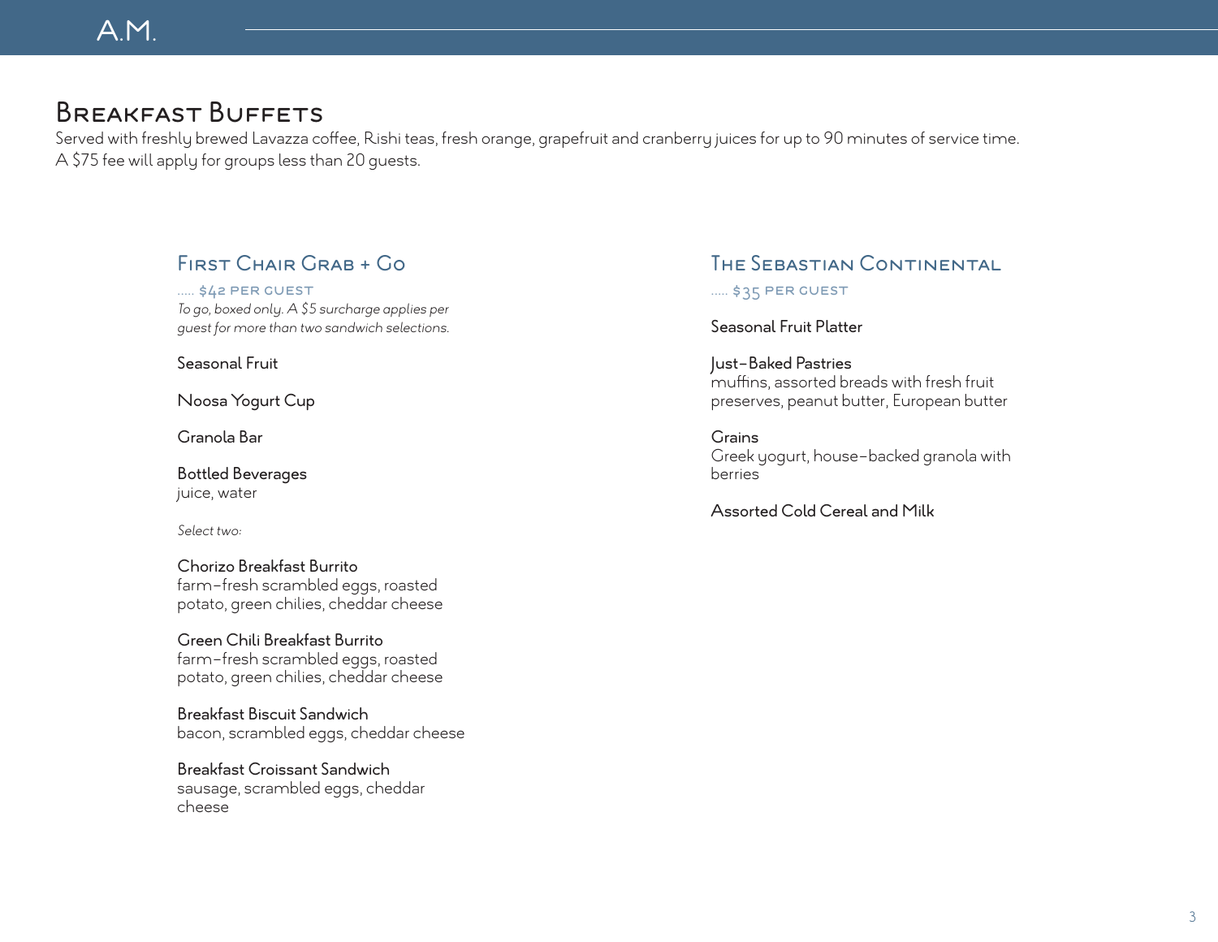# A.M.

## Breakfast Buffets

Served with freshly brewed Lavazza coffee, Rishi teas, fresh orange, grapefruit and cranberry juices for up to 90 minutes of service time.
A $75 fee will apply for groups less than 20 guests.

### First Chair Grab + Go

..... $42 PER GUEST

*To go, boxed only. A $5 surcharge applies per guest for more than two sandwich selections.*

Seasonal Fruit

Noosa Yogurt Cup

Granola Bar

Bottled Beverages
juice, water

*Select two:*

Chorizo Breakfast Burrito
farm-fresh scrambled eggs, roasted potato, green chilies, cheddar cheese

Green Chili Breakfast Burrito
farm-fresh scrambled eggs, roasted potato, green chilies, cheddar cheese

Breakfast Biscuit Sandwich
bacon, scrambled eggs, cheddar cheese

Breakfast Croissant Sandwich
sausage, scrambled eggs, cheddar cheese

### The Sebastian Continental

..... $35 PER GUEST

Seasonal Fruit Platter

Just-Baked Pastries
muffins, assorted breads with fresh fruit preserves, peanut butter, European butter

Grains
Greek yogurt, house-backed granola with berries

Assorted Cold Cereal and Milk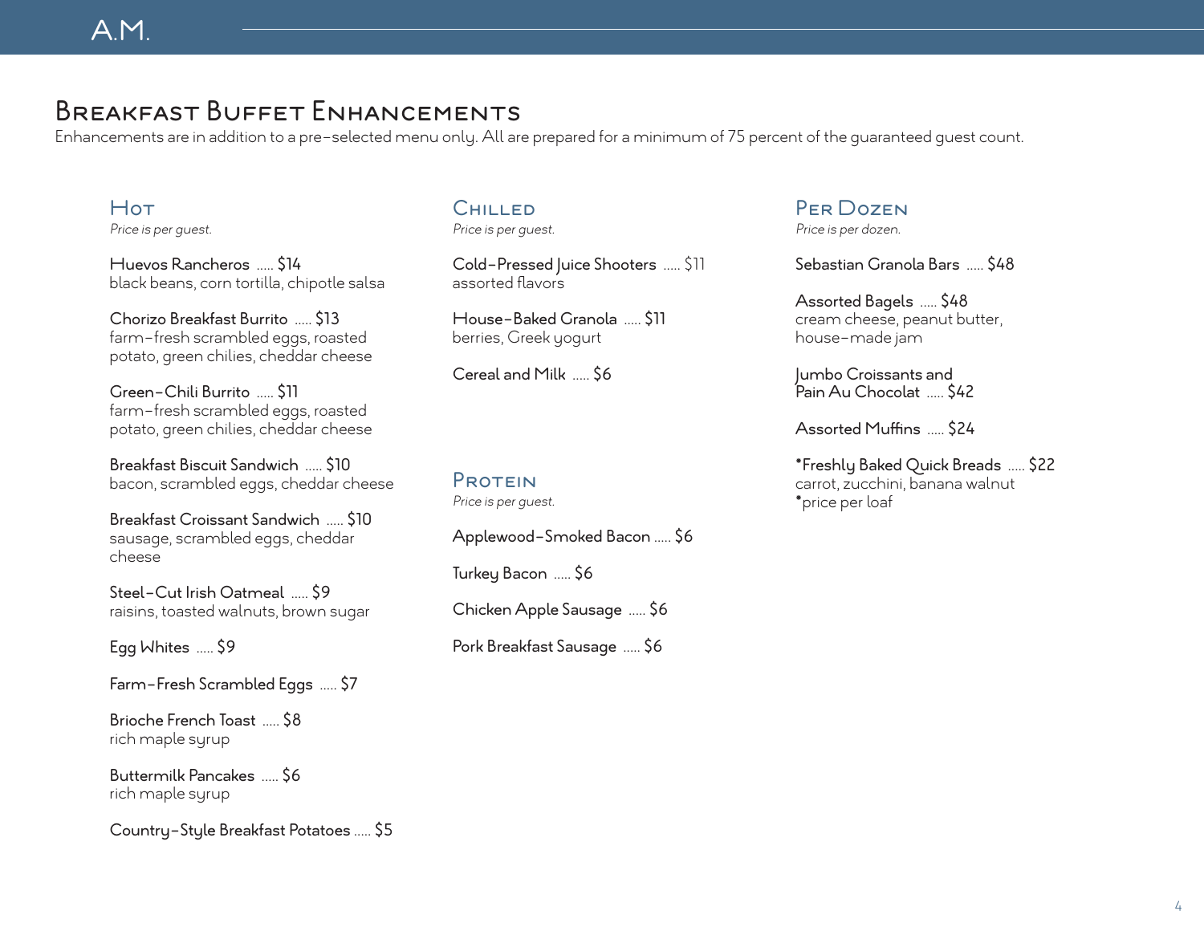A.M.

# Breakfast Buffet Enhancements

Enhancements are in addition to a pre-selected menu only. All are prepared for a minimum of 75 percent of the guaranteed guest count.

## Hot

*Price is per guest.*

Huevos Rancheros ..... $14
black beans, corn tortilla, chipotle salsa

Chorizo Breakfast Burrito ..... $13
farm-fresh scrambled eggs, roasted potato, green chilies, cheddar cheese

Green-Chili Burrito ..... $11
farm-fresh scrambled eggs, roasted potato, green chilies, cheddar cheese

Breakfast Biscuit Sandwich ..... $10
bacon, scrambled eggs, cheddar cheese

Breakfast Croissant Sandwich ..... $10
sausage, scrambled eggs, cheddar cheese

Steel-Cut Irish Oatmeal ..... $9
raisins, toasted walnuts, brown sugar

Egg Whites ..... $9

Farm-Fresh Scrambled Eggs ..... $7

Brioche French Toast ..... $8
rich maple syrup

Buttermilk Pancakes ..... $6
rich maple syrup

Country-Style Breakfast Potatoes ..... $5

## Chilled

*Price is per guest.*

Cold-Pressed Juice Shooters ..... $11
assorted flavors

House-Baked Granola ..... $11
berries, Greek yogurt

Cereal and Milk ..... $6

## Protein

*Price is per guest.*

Applewood-Smoked Bacon ..... $6

Turkey Bacon ..... $6

Chicken Apple Sausage ..... $6

Pork Breakfast Sausage ..... $6

## Per Dozen

*Price is per dozen.*

Sebastian Granola Bars ..... $48

Assorted Bagels ..... $48
cream cheese, peanut butter, house-made jam

Jumbo Croissants and Pain Au Chocolat ..... $42

Assorted Muffins ..... $24

*Freshly Baked Quick Breads ..... $22
carrot, zucchini, banana walnut
*price per loaf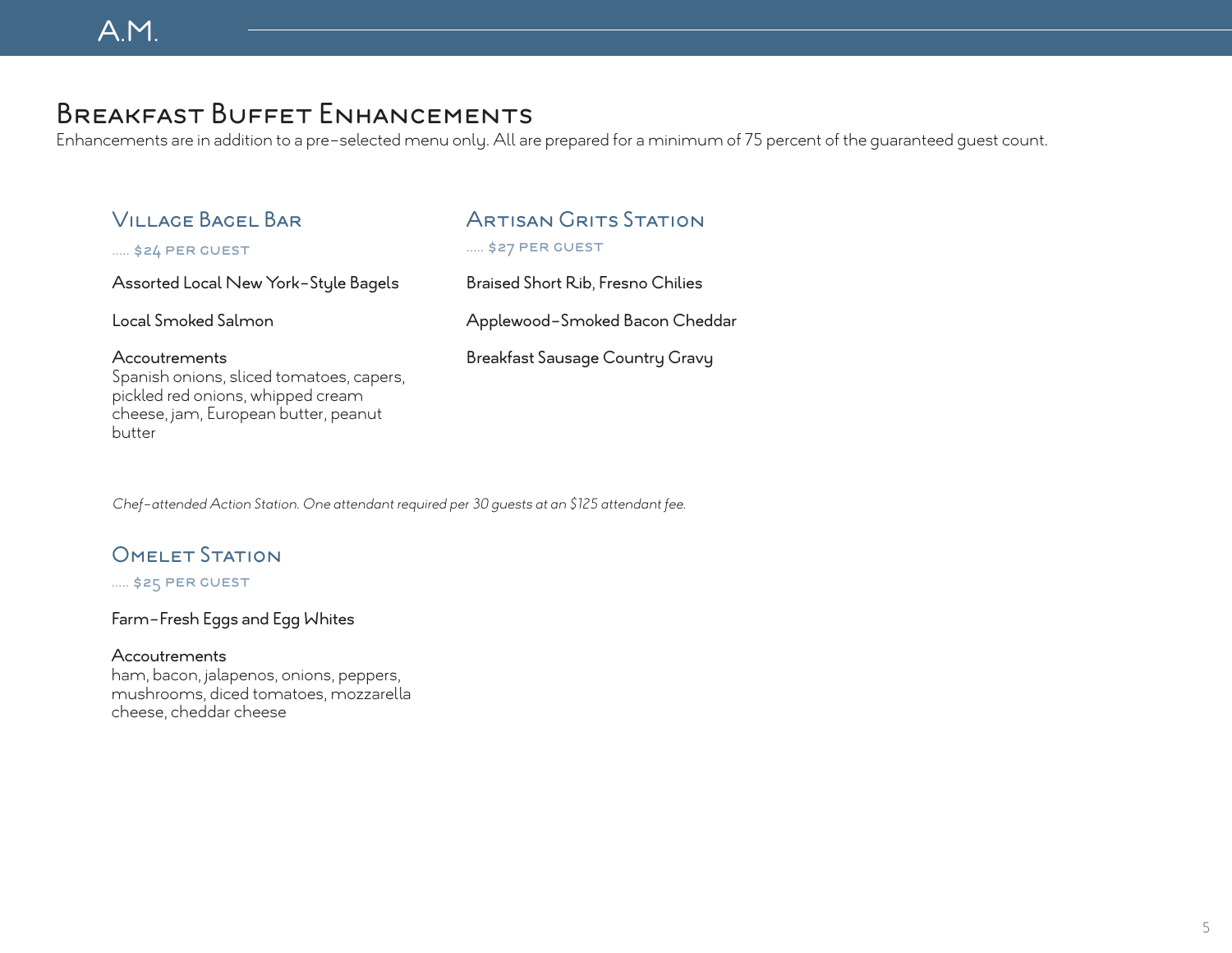# A.M.

## Breakfast Buffet Enhancements

Enhancements are in addition to a pre-selected menu only. All are prepared for a minimum of 75 percent of the guaranteed guest count.

### Village Bagel Bar

..... $24 PER GUEST

Assorted Local New York-Style Bagels

Local Smoked Salmon

Accoutrements
Spanish onions, sliced tomatoes, capers, pickled red onions, whipped cream cheese, jam, European butter, peanut butter

### Artisan Grits Station

..... $27 PER GUEST

Braised Short Rib, Fresno Chilies

Applewood-Smoked Bacon Cheddar

Breakfast Sausage Country Gravy

*Chef-attended Action Station. One attendant required per 30 guests at an $125 attendant fee.*

### Omelet Station

..... $25 PER GUEST

Farm-Fresh Eggs and Egg Whites

Accoutrements
ham, bacon, jalapenos, onions, peppers, mushrooms, diced tomatoes, mozzarella cheese, cheddar cheese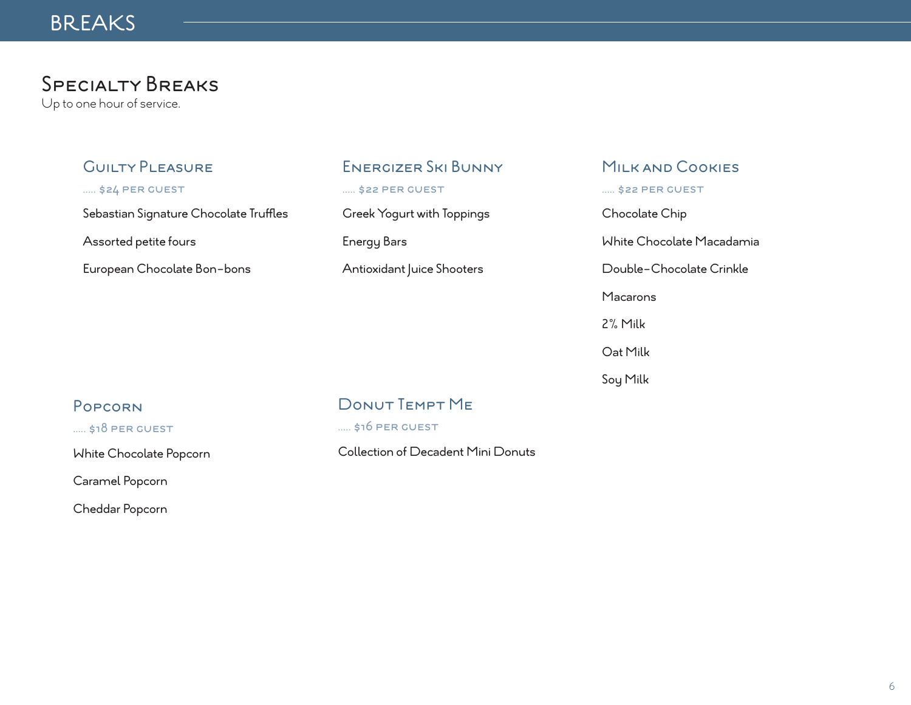# BREAKS

## Specialty Breaks

Up to one hour of service.

### Guilty Pleasure

..... $24 PER GUEST

Sebastian Signature Chocolate Truffles

Assorted petite fours

European Chocolate Bon-bons

### Energizer Ski Bunny

..... $22 PER GUEST

Greek Yogurt with Toppings

Energy Bars

Antioxidant Juice Shooters

### Milk and Cookies

..... $22 PER GUEST

Chocolate Chip

White Chocolate Macadamia

Double-Chocolate Crinkle

Macarons

2% Milk

Oat Milk

Soy Milk

### Popcorn

..... $18 PER GUEST

White Chocolate Popcorn

Caramel Popcorn

Cheddar Popcorn

### Donut Tempt Me

..... $16 PER GUEST

Collection of Decadent Mini Donuts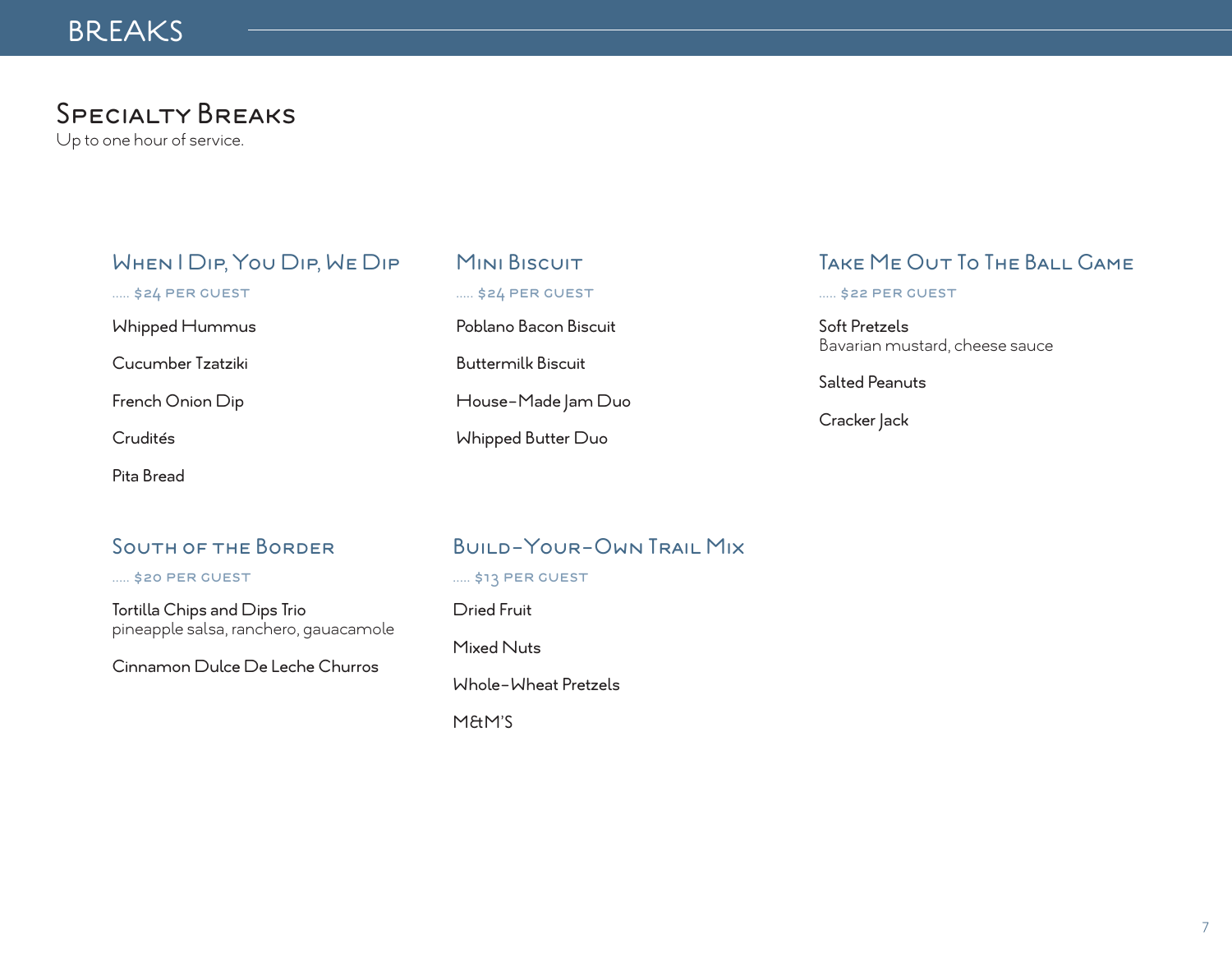# BREAKS

## Specialty Breaks

Up to one hour of service.

### When I Dip, You Dip, We Dip

..... $24 PER GUEST

Whipped Hummus

Cucumber Tzatziki

French Onion Dip

Crudités

Pita Bread

### Mini Biscuit

..... $24 PER GUEST

Poblano Bacon Biscuit

Buttermilk Biscuit

House-Made Jam Duo

Whipped Butter Duo

### Take Me Out To The Ball Game

..... $22 PER GUEST

Soft Pretzels
Bavarian mustard, cheese sauce

Salted Peanuts

Cracker Jack

### South of the Border

..... $20 PER GUEST

Tortilla Chips and Dips Trio
pineapple salsa, ranchero, gauacamole

Cinnamon Dulce De Leche Churros

### Build-Your-Own Trail Mix

..... $13 PER GUEST

Dried Fruit

Mixed Nuts

Whole-Wheat Pretzels

M&M'S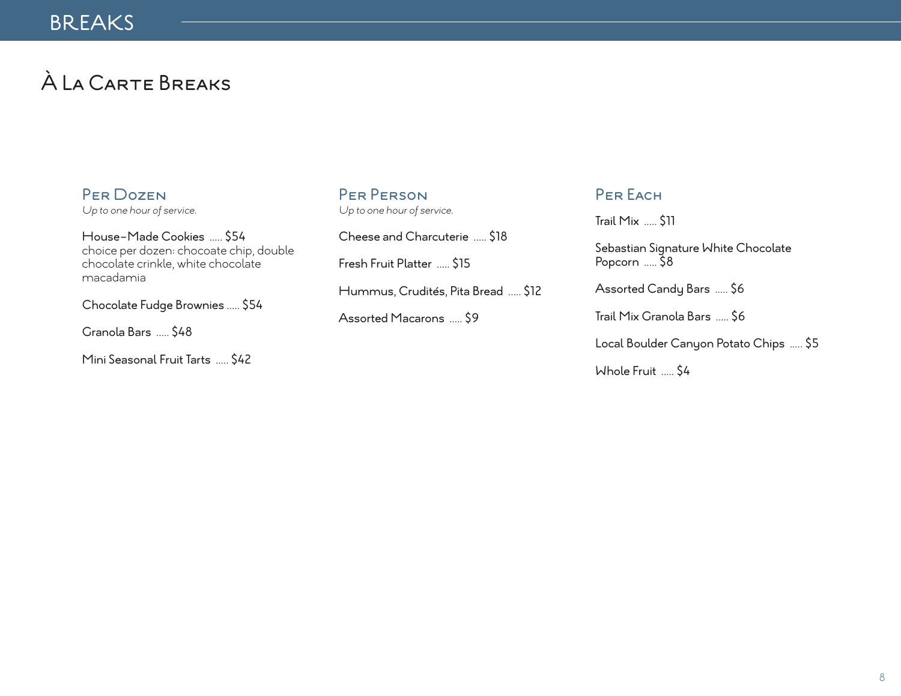# BREAKS

## À La Carte Breaks

### Per Dozen

*Up to one hour of service.*

House-Made Cookies ..... $54
choice per dozen: chocoate chip, double chocolate crinkle, white chocolate macadamia

Chocolate Fudge Brownies ..... $54

Granola Bars ..... $48

Mini Seasonal Fruit Tarts ..... $42

### Per Person

*Up to one hour of service.*

Cheese and Charcuterie ..... $18

Fresh Fruit Platter ..... $15

Hummus, Crudités, Pita Bread ..... $12

Assorted Macarons ..... $9

### Per Each

Trail Mix ..... $11

Sebastian Signature White Chocolate Popcorn ..... $8

Assorted Candy Bars ..... $6

Trail Mix Granola Bars ..... $6

Local Boulder Canyon Potato Chips ..... $5

Whole Fruit ..... $4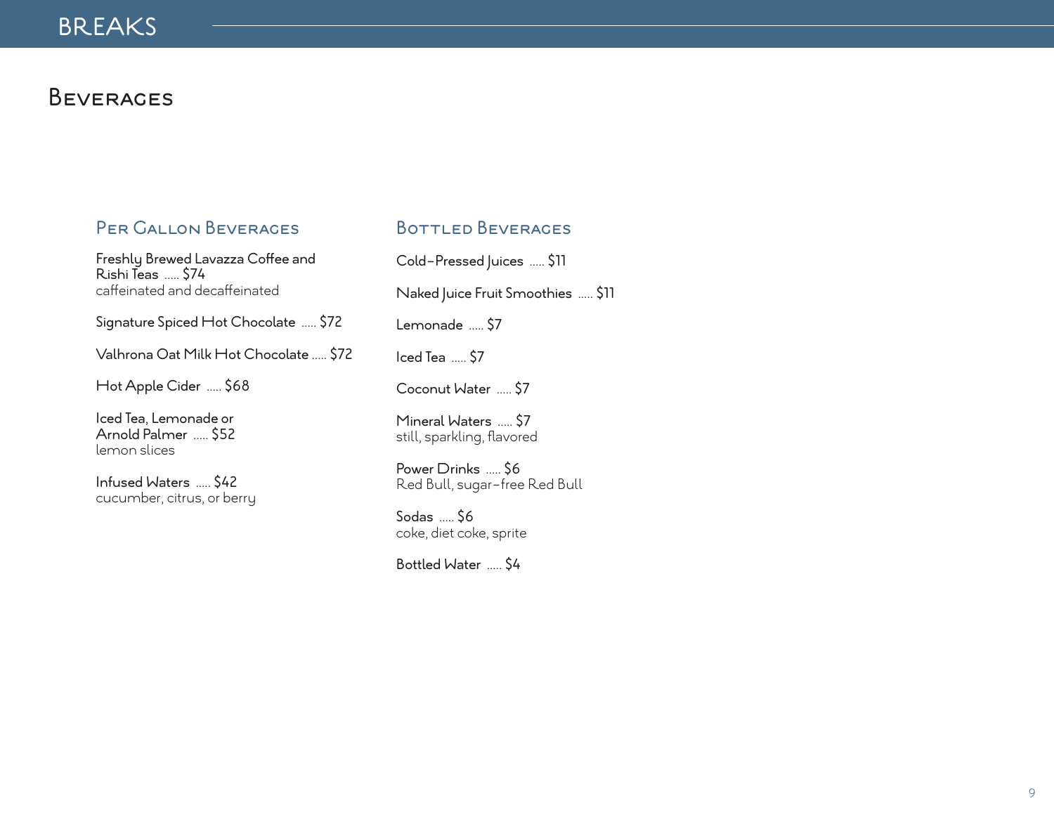# BREAKS

## Beverages

### Per Gallon Beverages

Freshly Brewed Lavazza Coffee and Rishi Teas ..... $74
caffeinated and decaffeinated

Signature Spiced Hot Chocolate ..... $72

Valhrona Oat Milk Hot Chocolate ..... $72

Hot Apple Cider ..... $68

Iced Tea, Lemonade or Arnold Palmer ..... $52
lemon slices

Infused Waters ..... $42
cucumber, citrus, or berry

### Bottled Beverages

Cold-Pressed Juices ..... $11

Naked Juice Fruit Smoothies ..... $11

Lemonade ..... $7

Iced Tea ..... $7

Coconut Water ..... $7

Mineral Waters ..... $7
still, sparkling, flavored

Power Drinks ..... $6
Red Bull, sugar-free Red Bull

Sodas ..... $6
coke, diet coke, sprite

Bottled Water ..... $4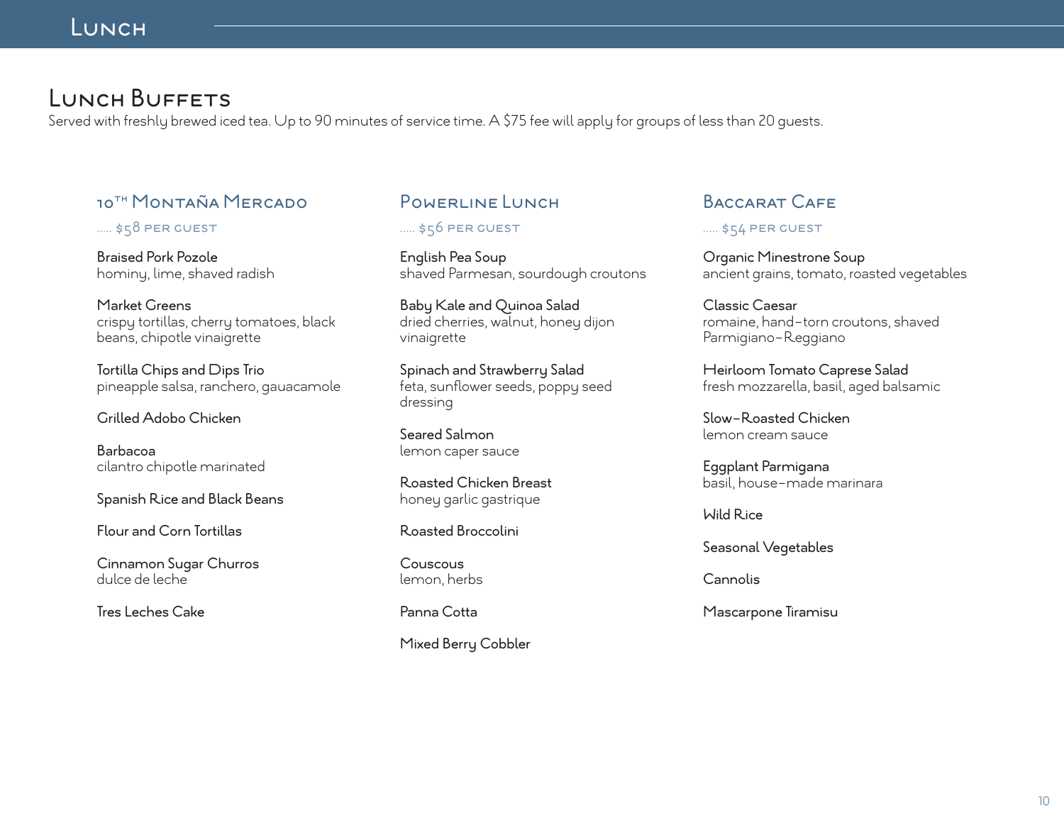# Lunch

## Lunch Buffets

Served with freshly brewed iced tea. Up to 90 minutes of service time. A $75 fee will apply for groups of less than 20 guests.

### 10th Montaña Mercado

..... $58 per guest

Braised Pork Pozole
hominy, lime, shaved radish

Market Greens
crispy tortillas, cherry tomatoes, black beans, chipotle vinaigrette

Tortilla Chips and Dips Trio
pineapple salsa, ranchero, gauacamole

Grilled Adobo Chicken

Barbacoa
cilantro chipotle marinated

Spanish Rice and Black Beans

Flour and Corn Tortillas

Cinnamon Sugar Churros
dulce de leche

Tres Leches Cake

### Powerline Lunch

..... $56 per guest

English Pea Soup
shaved Parmesan, sourdough croutons

Baby Kale and Quinoa Salad
dried cherries, walnut, honey dijon vinaigrette

Spinach and Strawberry Salad
feta, sunflower seeds, poppy seed dressing

Seared Salmon
lemon caper sauce

Roasted Chicken Breast
honey garlic gastrique

Roasted Broccolini

Couscous
lemon, herbs

Panna Cotta

Mixed Berry Cobbler

### Baccarat Cafe

..... $54 per guest

Organic Minestrone Soup
ancient grains, tomato, roasted vegetables

Classic Caesar
romaine, hand-torn croutons, shaved Parmigiano-Reggiano

Heirloom Tomato Caprese Salad
fresh mozzarella, basil, aged balsamic

Slow-Roasted Chicken
lemon cream sauce

Eggplant Parmigana
basil, house-made marinara

Wild Rice

Seasonal Vegetables

Cannolis

Mascarpone Tiramisu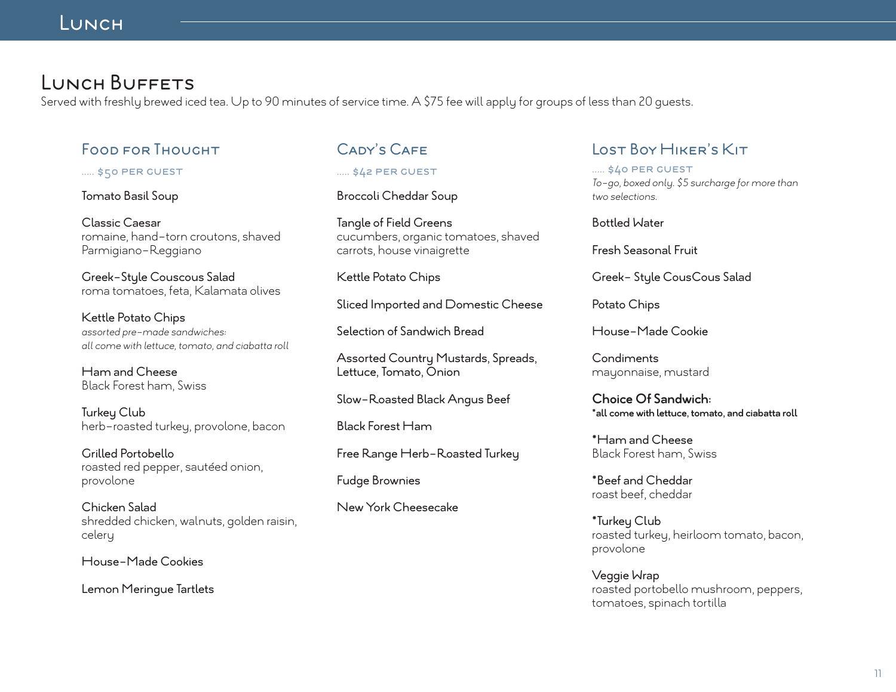# Lunch

## Lunch Buffets

Served with freshly brewed iced tea. Up to 90 minutes of service time. A $75 fee will apply for groups of less than 20 guests.

### Food for Thought

..... $50 PER GUEST

Tomato Basil Soup

Classic Caesar
romaine, hand-torn croutons, shaved Parmigiano-Reggiano

Greek-Style Couscous Salad
roma tomatoes, feta, Kalamata olives

Kettle Potato Chips
*assorted pre-made sandwiches:*
*all come with lettuce, tomato, and ciabatta roll*

Ham and Cheese
Black Forest ham, Swiss

Turkey Club
herb-roasted turkey, provolone, bacon

Grilled Portobello
roasted red pepper, sautéed onion, provolone

Chicken Salad
shredded chicken, walnuts, golden raisin, celery

House-Made Cookies

Lemon Meringue Tartlets

### Cady's Cafe

..... $42 PER GUEST

Broccoli Cheddar Soup

Tangle of Field Greens
cucumbers, organic tomatoes, shaved carrots, house vinaigrette

Kettle Potato Chips

Sliced Imported and Domestic Cheese

Selection of Sandwich Bread

Assorted Country Mustards, Spreads, Lettuce, Tomato, Onion

Slow-Roasted Black Angus Beef

Black Forest Ham

Free Range Herb-Roasted Turkey

Fudge Brownies

New York Cheesecake

### Lost Boy Hiker's Kit

..... $40 PER GUEST
*To-go, boxed only. $5 surcharge for more than two selections.*

Bottled Water

Fresh Seasonal Fruit

Greek- Style CousCous Salad

Potato Chips

House-Made Cookie

Condiments
mayonnaise, mustard

**Choice Of Sandwich:**
**\*all come with lettuce, tomato, and ciabatta roll**

*Ham and Cheese
Black Forest ham, Swiss

*Beef and Cheddar
roast beef, cheddar

*Turkey Club
roasted turkey, heirloom tomato, bacon, provolone

Veggie Wrap
roasted portobello mushroom, peppers, tomatoes, spinach tortilla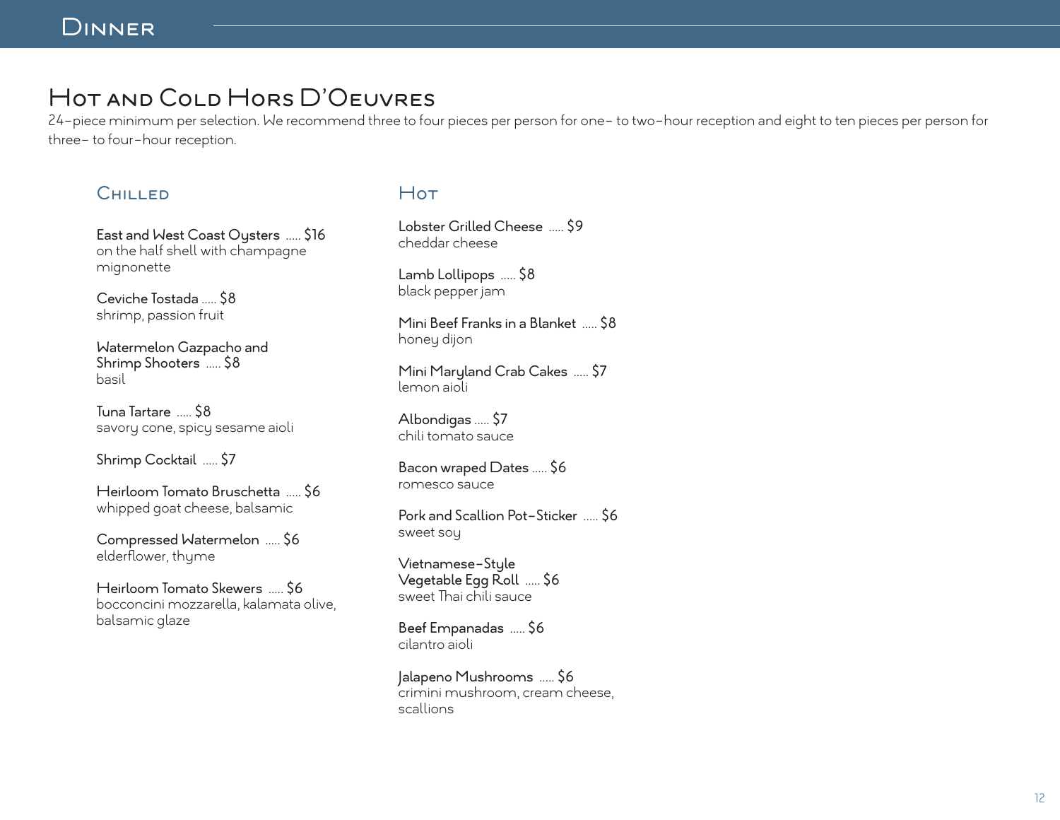# Dinner

## Hot and Cold Hors D'Oeuvres

24–piece minimum per selection. We recommend three to four pieces per person for one– to two–hour reception and eight to ten pieces per person for three– to four–hour reception.

### Chilled

East and West Coast Oysters ..... $16
on the half shell with champagne mignonette

Ceviche Tostada ..... $8
shrimp, passion fruit

Watermelon Gazpacho and Shrimp Shooters ..... $8
basil

Tuna Tartare ..... $8
savory cone, spicy sesame aioli

Shrimp Cocktail ..... $7

Heirloom Tomato Bruschetta ..... $6
whipped goat cheese, balsamic

Compressed Watermelon ..... $6
elderflower, thyme

Heirloom Tomato Skewers ..... $6
bocconcini mozzarella, kalamata olive, balsamic glaze

### Hot

Lobster Grilled Cheese ..... $9
cheddar cheese

Lamb Lollipops ..... $8
black pepper jam

Mini Beef Franks in a Blanket ..... $8
honey dijon

Mini Maryland Crab Cakes ..... $7
lemon aioli

Albondigas ..... $7
chili tomato sauce

Bacon wraped Dates ..... $6
romesco sauce

Pork and Scallion Pot–Sticker ..... $6
sweet soy

Vietnamese–Style Vegetable Egg Roll ..... $6
sweet Thai chili sauce

Beef Empanadas ..... $6
cilantro aioli

Jalapeno Mushrooms ..... $6
crimini mushroom, cream cheese, scallions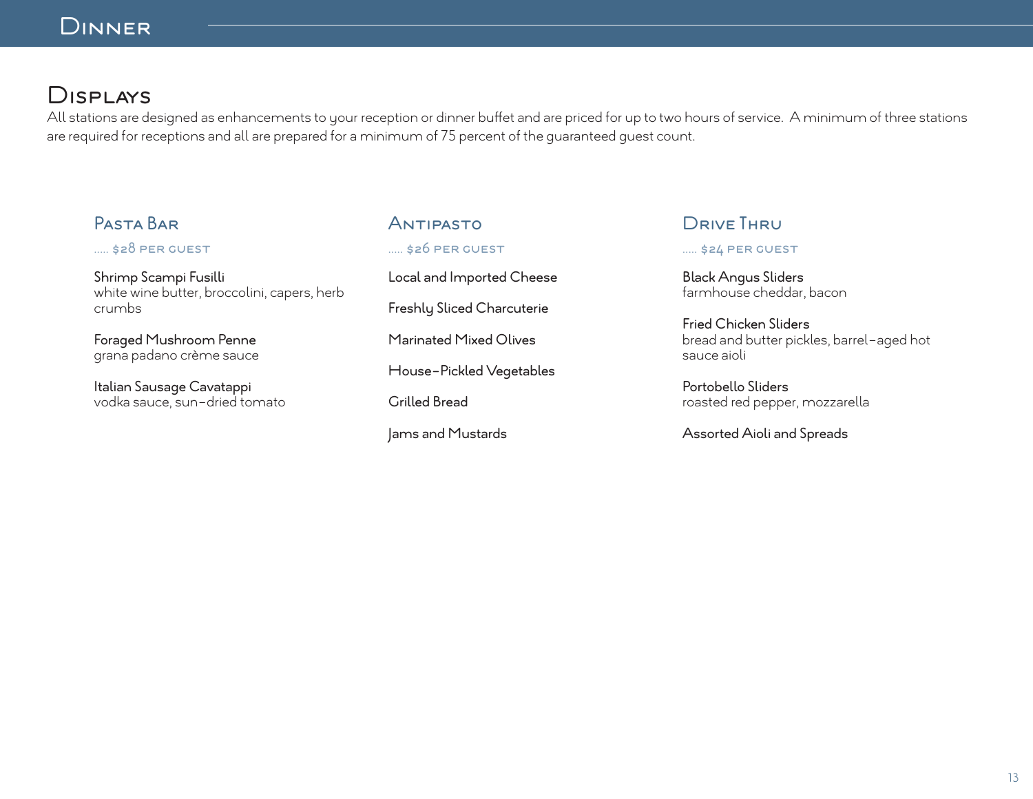# Dinner

## Displays

All stations are designed as enhancements to your reception or dinner buffet and are priced for up to two hours of service. A minimum of three stations are required for receptions and all are prepared for a minimum of 75 percent of the guaranteed guest count.

### Pasta Bar

..... $28 per guest

Shrimp Scampi Fusilli
white wine butter, broccolini, capers, herb crumbs

Foraged Mushroom Penne
grana padano crème sauce

Italian Sausage Cavatappi
vodka sauce, sun-dried tomato

### Antipasto

..... $26 per guest

Local and Imported Cheese

Freshly Sliced Charcuterie

Marinated Mixed Olives

House-Pickled Vegetables

Grilled Bread

Jams and Mustards

### Drive Thru

..... $24 per guest

Black Angus Sliders
farmhouse cheddar, bacon

Fried Chicken Sliders
bread and butter pickles, barrel-aged hot sauce aioli

Portobello Sliders
roasted red pepper, mozzarella

Assorted Aioli and Spreads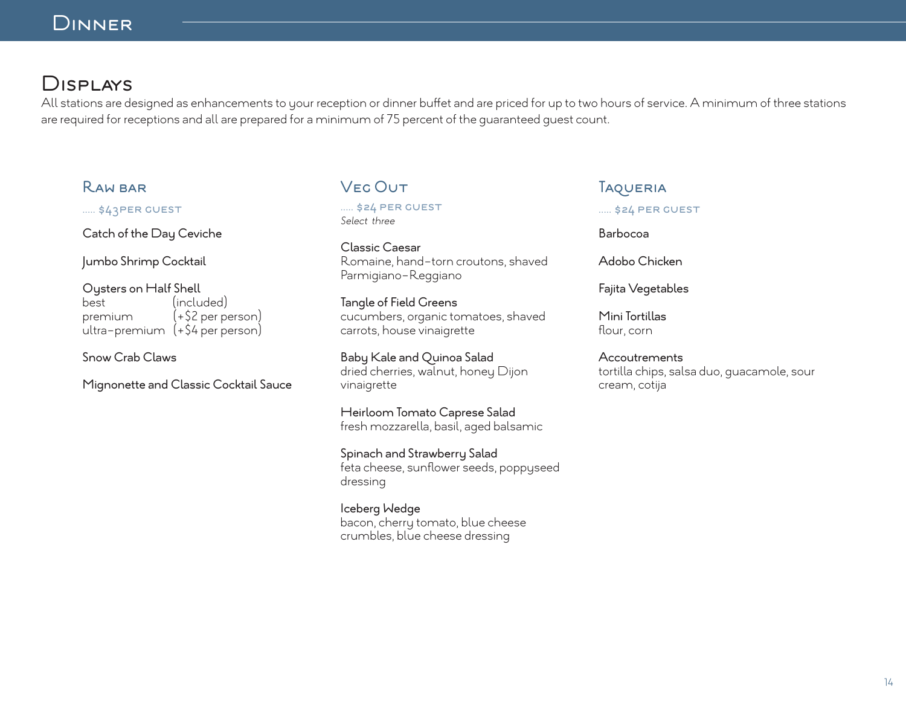# Dinner

## Displays

All stations are designed as enhancements to your reception or dinner buffet and are priced for up to two hours of service. A minimum of three stations are required for receptions and all are prepared for a minimum of 75 percent of the guaranteed guest count.

### Raw Bar

..... $43 PER GUEST

Catch of the Day Ceviche

Jumbo Shrimp Cocktail

Oysters on Half Shell
best (included)
premium (+$2 per person)
ultra-premium (+$4 per person)

Snow Crab Claws

Mignonette and Classic Cocktail Sauce

### Veg Out

..... $24 PER GUEST
*Select three*

Classic Caesar
Romaine, hand-torn croutons, shaved Parmigiano-Reggiano

Tangle of Field Greens
cucumbers, organic tomatoes, shaved carrots, house vinaigrette

Baby Kale and Quinoa Salad
dried cherries, walnut, honey Dijon vinaigrette

Heirloom Tomato Caprese Salad
fresh mozzarella, basil, aged balsamic

Spinach and Strawberry Salad
feta cheese, sunflower seeds, poppyseed dressing

Iceberg Wedge
bacon, cherry tomato, blue cheese crumbles, blue cheese dressing

### Taqueria

..... $24 PER GUEST

Barbocoa

Adobo Chicken

Fajita Vegetables

Mini Tortillas
flour, corn

Accoutrements
tortilla chips, salsa duo, guacamole, sour cream, cotija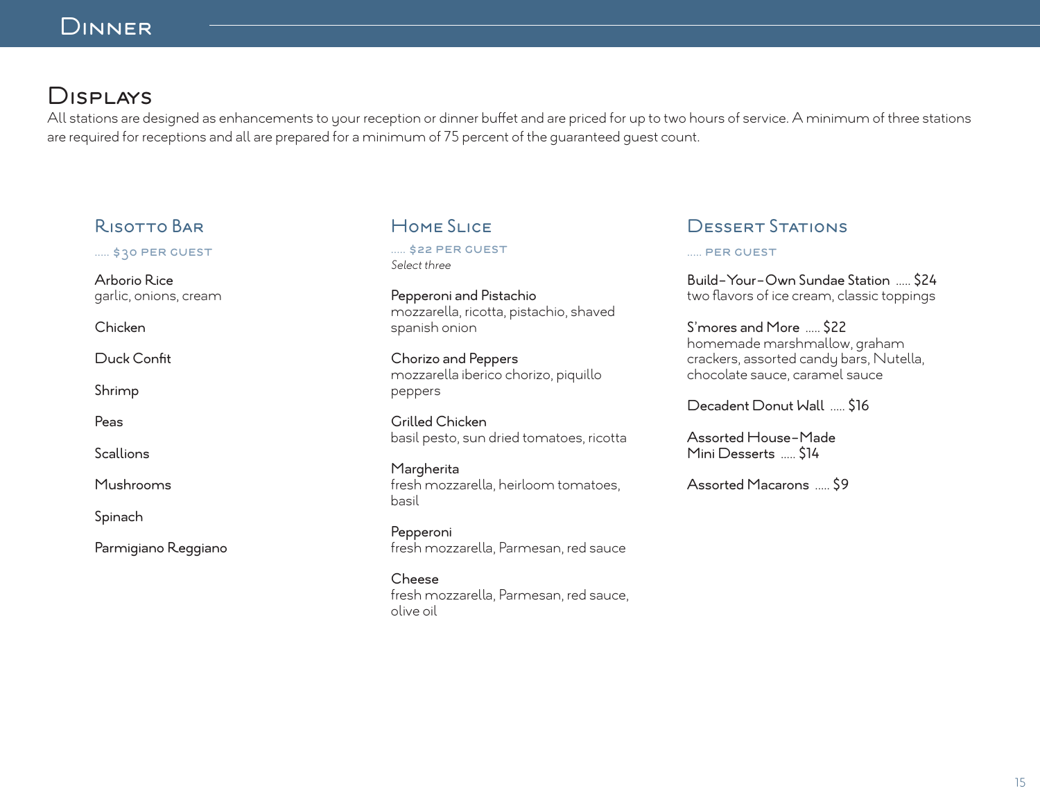# Dinner

## Displays

All stations are designed as enhancements to your reception or dinner buffet and are priced for up to two hours of service. A minimum of three stations are required for receptions and all are prepared for a minimum of 75 percent of the guaranteed guest count.

### Risotto Bar

..... $30 PER GUEST

Arborio Rice
garlic, onions, cream

Chicken

Duck Confit

Shrimp

Peas

Scallions

Mushrooms

Spinach

Parmigiano Reggiano

### Home Slice

..... $22 PER GUEST
*Select three*

Pepperoni and Pistachio
mozzarella, ricotta, pistachio, shaved spanish onion

Chorizo and Peppers
mozzarella iberico chorizo, piquillo peppers

Grilled Chicken
basil pesto, sun dried tomatoes, ricotta

Margherita
fresh mozzarella, heirloom tomatoes, basil

Pepperoni
fresh mozzarella, Parmesan, red sauce

Cheese
fresh mozzarella, Parmesan, red sauce, olive oil

### Dessert Stations

..... PER GUEST

Build-Your-Own Sundae Station ..... $24
two flavors of ice cream, classic toppings

S'mores and More ..... $22
homemade marshmallow, graham crackers, assorted candy bars, Nutella, chocolate sauce, caramel sauce

Decadent Donut Wall ..... $16

Assorted House-Made Mini Desserts ..... $14

Assorted Macarons ..... $9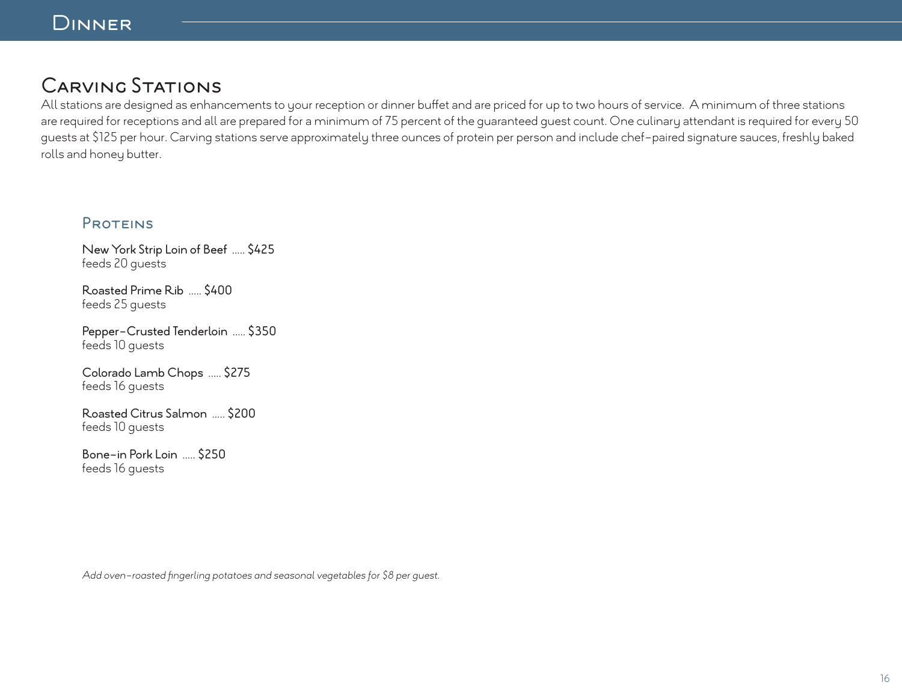# Dinner

## Carving Stations

All stations are designed as enhancements to your reception or dinner buffet and are priced for up to two hours of service. A minimum of three stations are required for receptions and all are prepared for a minimum of 75 percent of the guaranteed guest count. One culinary attendant is required for every 50 guests at $125 per hour. Carving stations serve approximately three ounces of protein per person and include chef-paired signature sauces, freshly baked rolls and honey butter.

### Proteins

New York Strip Loin of Beef ..... $425
feeds 20 guests

Roasted Prime Rib ..... $400
feeds 25 guests

Pepper-Crusted Tenderloin ..... $350
feeds 10 guests

Colorado Lamb Chops ..... $275
feeds 16 guests

Roasted Citrus Salmon ..... $200
feeds 10 guests

Bone-in Pork Loin ..... $250
feeds 16 guests

*Add oven-roasted fingerling potatoes and seasonal vegetables for $8 per guest.*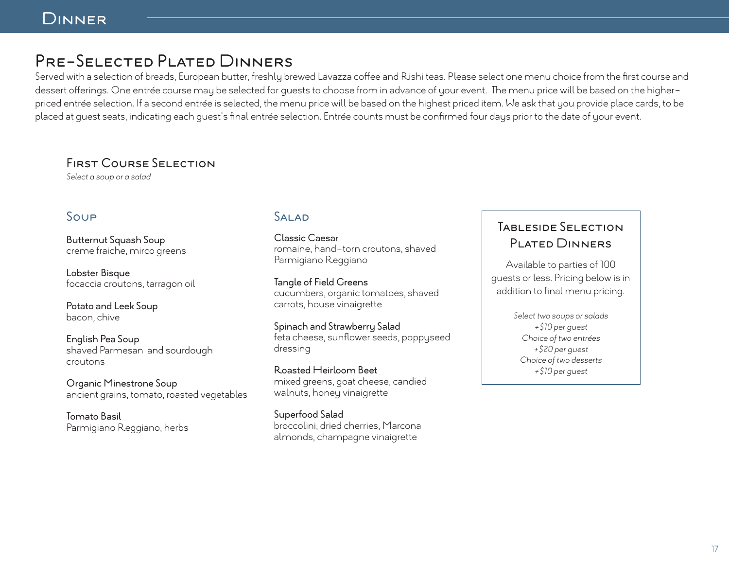# Dinner

## Pre-Selected Plated Dinners

Served with a selection of breads, European butter, freshly brewed Lavazza coffee and Rishi teas. Please select one menu choice from the first course and dessert offerings. One entrée course may be selected for guests to choose from in advance of your event. The menu price will be based on the higher-priced entrée selection. If a second entrée is selected, the menu price will be based on the highest priced item. We ask that you provide place cards, to be placed at guest seats, indicating each guest's final entrée selection. Entrée counts must be confirmed four days prior to the date of your event.

### First Course Selection

*Select a soup or a salad*

#### Soup

Butternut Squash Soup
creme fraiche, mirco greens

Lobster Bisque
focaccia croutons, tarragon oil

Potato and Leek Soup
bacon, chive

English Pea Soup
shaved Parmesan and sourdough croutons

Organic Minestrone Soup
ancient grains, tomato, roasted vegetables

Tomato Basil
Parmigiano Reggiano, herbs

#### Salad

Classic Caesar
romaine, hand-torn croutons, shaved Parmigiano Reggiano

Tangle of Field Greens
cucumbers, organic tomatoes, shaved carrots, house vinaigrette

Spinach and Strawberry Salad
feta cheese, sunflower seeds, poppyseed dressing

Roasted Heirloom Beet
mixed greens, goat cheese, candied walnuts, honey vinaigrette

Superfood Salad
broccolini, dried cherries, Marcona almonds, champagne vinaigrette

### Tableside Selection Plated Dinners

Available to parties of 100 guests or less. Pricing below is in addition to final menu pricing.

*Select two soups or salads*
*+$10 per guest*
*Choice of two entrées*
*+$20 per guest*
*Choice of two desserts*
*+$10 per guest*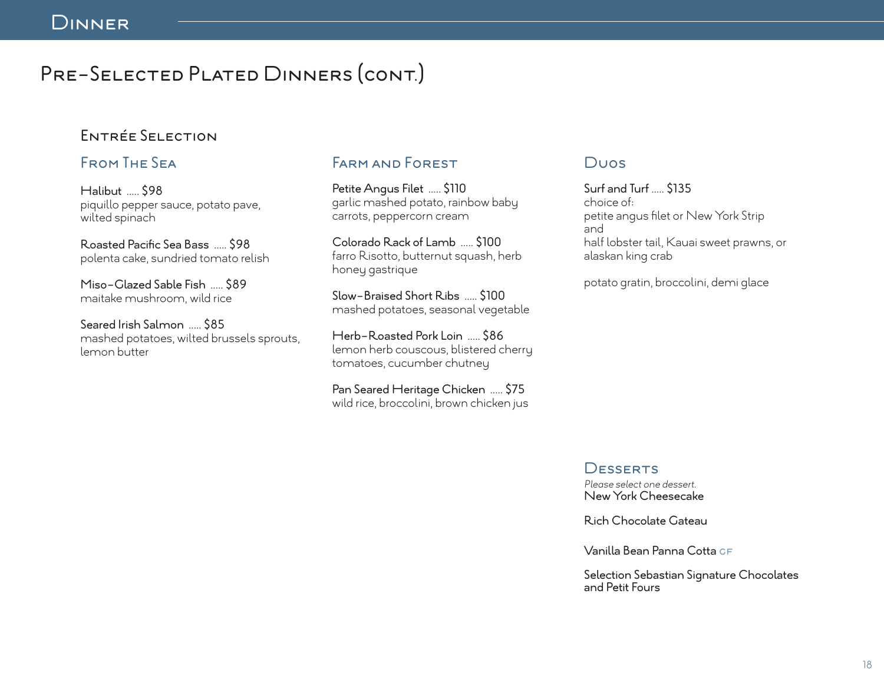# Pre-Selected Plated Dinners (cont.)

## Entrée Selection

### From The Sea

Halibut ..... $98
piquillo pepper sauce, potato pave, wilted spinach

Roasted Pacific Sea Bass ..... $98
polenta cake, sundried tomato relish

Miso-Glazed Sable Fish ..... $89
maitake mushroom, wild rice

Seared Irish Salmon ..... $85
mashed potatoes, wilted brussels sprouts, lemon butter

### Farm and Forest

Petite Angus Filet ..... $110
garlic mashed potato, rainbow baby carrots, peppercorn cream

Colorado Rack of Lamb ..... $100
farro Risotto, butternut squash, herb honey gastrique

Slow-Braised Short Ribs ..... $100
mashed potatoes, seasonal vegetable

Herb-Roasted Pork Loin ..... $86
lemon herb couscous, blistered cherry tomatoes, cucumber chutney

Pan Seared Heritage Chicken ..... $75
wild rice, broccolini, brown chicken jus

### Duos

Surf and Turf ..... $135
choice of:
petite angus filet or New York Strip
and
half lobster tail, Kauai sweet prawns, or alaskan king crab

potato gratin, broccolini, demi glace

### Desserts

*Please select one dessert.*

New York Cheesecake

Rich Chocolate Gateau

Vanilla Bean Panna Cotta GF

Selection Sebastian Signature Chocolates and Petit Fours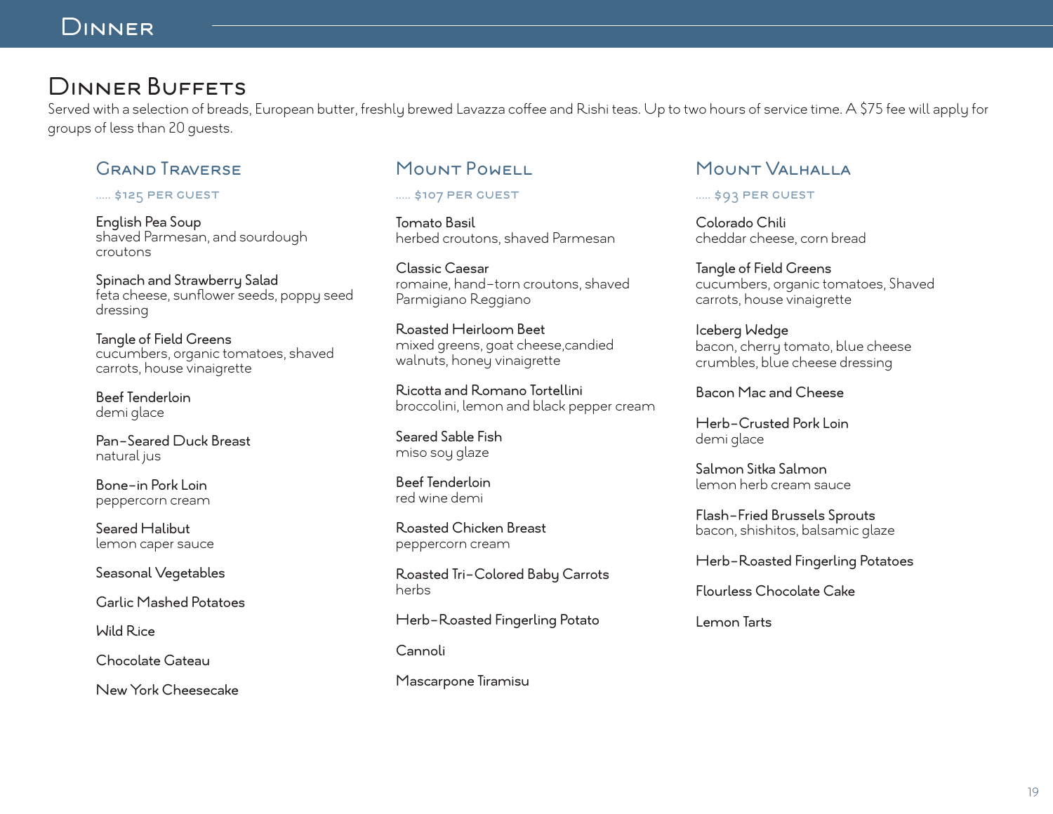# Dinner

## Dinner Buffets

Served with a selection of breads, European butter, freshly brewed Lavazza coffee and Rishi teas. Up to two hours of service time. A $75 fee will apply for groups of less than 20 guests.

### Grand Traverse

..... $125 per guest

English Pea Soup
shaved Parmesan, and sourdough croutons

Spinach and Strawberry Salad
feta cheese, sunflower seeds, poppy seed dressing

Tangle of Field Greens
cucumbers, organic tomatoes, shaved carrots, house vinaigrette

Beef Tenderloin
demi glace

Pan-Seared Duck Breast
natural jus

Bone-in Pork Loin
peppercorn cream

Seared Halibut
lemon caper sauce

Seasonal Vegetables

Garlic Mashed Potatoes

Wild Rice

Chocolate Gateau

New York Cheesecake

### Mount Powell

..... $107 per guest

Tomato Basil
herbed croutons, shaved Parmesan

Classic Caesar
romaine, hand-torn croutons, shaved Parmigiano Reggiano

Roasted Heirloom Beet
mixed greens, goat cheese,candied walnuts, honey vinaigrette

Ricotta and Romano Tortellini
broccolini, lemon and black pepper cream

Seared Sable Fish
miso soy glaze

Beef Tenderloin
red wine demi

Roasted Chicken Breast
peppercorn cream

Roasted Tri-Colored Baby Carrots
herbs

Herb-Roasted Fingerling Potato

Cannoli

Mascarpone Tiramisu

### Mount Valhalla

..... $93 per guest

Colorado Chili
cheddar cheese, corn bread

Tangle of Field Greens
cucumbers, organic tomatoes, Shaved carrots, house vinaigrette

Iceberg Wedge
bacon, cherry tomato, blue cheese crumbles, blue cheese dressing

Bacon Mac and Cheese

Herb-Crusted Pork Loin
demi glace

Salmon Sitka Salmon
lemon herb cream sauce

Flash-Fried Brussels Sprouts
bacon, shishitos, balsamic glaze

Herb-Roasted Fingerling Potatoes

Flourless Chocolate Cake

Lemon Tarts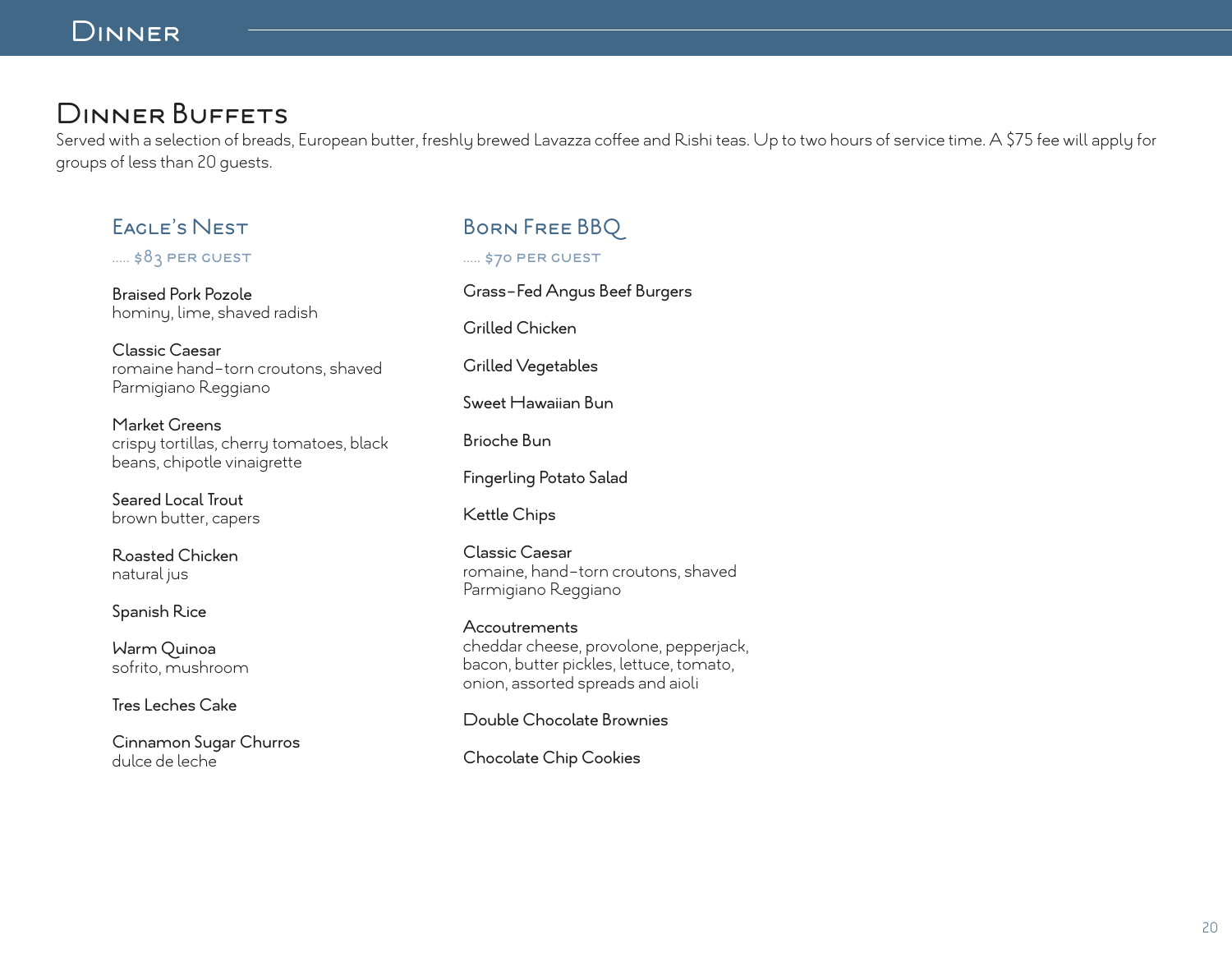# Dinner

## Dinner Buffets

Served with a selection of breads, European butter, freshly brewed Lavazza coffee and Rishi teas. Up to two hours of service time. A $75 fee will apply for groups of less than 20 guests.

### Eagle's Nest

..... $83 PER GUEST

Braised Pork Pozole
hominy, lime, shaved radish

Classic Caesar
romaine hand-torn croutons, shaved Parmigiano Reggiano

Market Greens
crispy tortillas, cherry tomatoes, black beans, chipotle vinaigrette

Seared Local Trout
brown butter, capers

Roasted Chicken
natural jus

Spanish Rice

Warm Quinoa
sofrito, mushroom

Tres Leches Cake

Cinnamon Sugar Churros
dulce de leche

### Born Free BBQ

..... $70 PER GUEST

Grass-Fed Angus Beef Burgers

Grilled Chicken

Grilled Vegetables

Sweet Hawaiian Bun

Brioche Bun

Fingerling Potato Salad

Kettle Chips

Classic Caesar
romaine, hand-torn croutons, shaved Parmigiano Reggiano

Accoutrements
cheddar cheese, provolone, pepperjack, bacon, butter pickles, lettuce, tomato, onion, assorted spreads and aioli

Double Chocolate Brownies

Chocolate Chip Cookies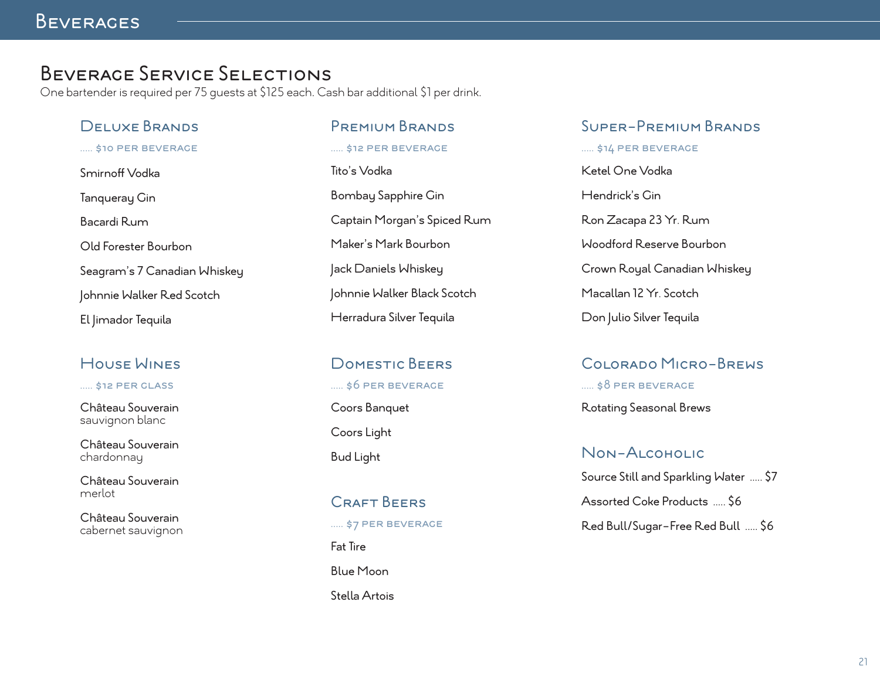# Beverages

## Beverage Service Selections

One bartender is required per 75 guests at $125 each. Cash bar additional $1 per drink.

### Deluxe Brands

..... $10 PER BEVERAGE

Smirnoff Vodka

Tanqueray Gin

Bacardi Rum

Old Forester Bourbon

Seagram's 7 Canadian Whiskey

Johnnie Walker Red Scotch

El Jimador Tequila

### Premium Brands

..... $12 PER BEVERAGE

Tito's Vodka

Bombay Sapphire Gin

Captain Morgan's Spiced Rum

Maker's Mark Bourbon

Jack Daniels Whiskey

Johnnie Walker Black Scotch

Herradura Silver Tequila

### Super-Premium Brands

..... $14 PER BEVERAGE

Ketel One Vodka

Hendrick's Gin

Ron Zacapa 23 Yr. Rum

Woodford Reserve Bourbon

Crown Royal Canadian Whiskey

Macallan 12 Yr. Scotch

Don Julio Silver Tequila

### House Wines

..... $12 PER GLASS

Château Souverain
sauvignon blanc

Château Souverain
chardonnay

Château Souverain
merlot

Château Souverain
cabernet sauvignon

### Domestic Beers

..... $6 PER BEVERAGE

Coors Banquet

Coors Light

Bud Light

### Craft Beers

..... $7 PER BEVERAGE

Fat Tire

Blue Moon

Stella Artois

### Colorado Micro-Brews

..... $8 PER BEVERAGE

Rotating Seasonal Brews

### Non-Alcoholic

Source Still and Sparkling Water ..... $7

Assorted Coke Products ..... $6

Red Bull/Sugar-Free Red Bull ..... $6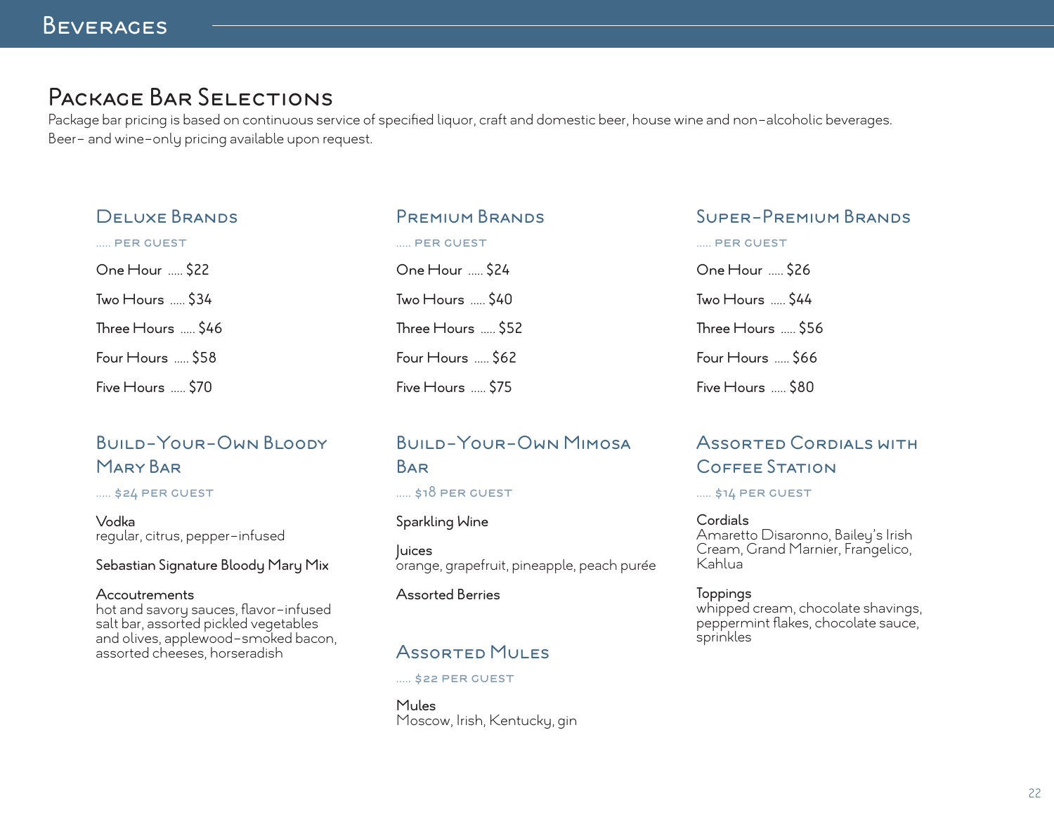# Beverages

## Package Bar Selections

Package bar pricing is based on continuous service of specified liquor, craft and domestic beer, house wine and non-alcoholic beverages. Beer- and wine-only pricing available upon request.

### Deluxe Brands

..... PER GUEST

One Hour ..... $22

Two Hours ..... $34

Three Hours ..... $46

Four Hours ..... $58

Five Hours ..... $70

### Premium Brands

..... PER GUEST

One Hour ..... $24

Two Hours ..... $40

Three Hours ..... $52

Four Hours ..... $62

Five Hours ..... $75

### Super-Premium Brands

..... PER GUEST

One Hour ..... $26

Two Hours ..... $44

Three Hours ..... $56

Four Hours ..... $66

Five Hours ..... $80

### Build-Your-Own Bloody Mary Bar

..... $24 PER GUEST

Vodka
regular, citrus, pepper-infused

Sebastian Signature Bloody Mary Mix

Accoutrements
hot and savory sauces, flavor-infused salt bar, assorted pickled vegetables and olives, applewood-smoked bacon, assorted cheeses, horseradish

### Build-Your-Own Mimosa Bar

..... $18 PER GUEST

Sparkling Wine

Juices
orange, grapefruit, pineapple, peach purée

Assorted Berries

### Assorted Mules

..... $22 PER GUEST

Mules
Moscow, Irish, Kentucky, gin

### Assorted Cordials with Coffee Station

..... $14 PER GUEST

Cordials
Amaretto Disaronno, Bailey's Irish Cream, Grand Marnier, Frangelico, Kahlua

Toppings
whipped cream, chocolate shavings, peppermint flakes, chocolate sauce, sprinkles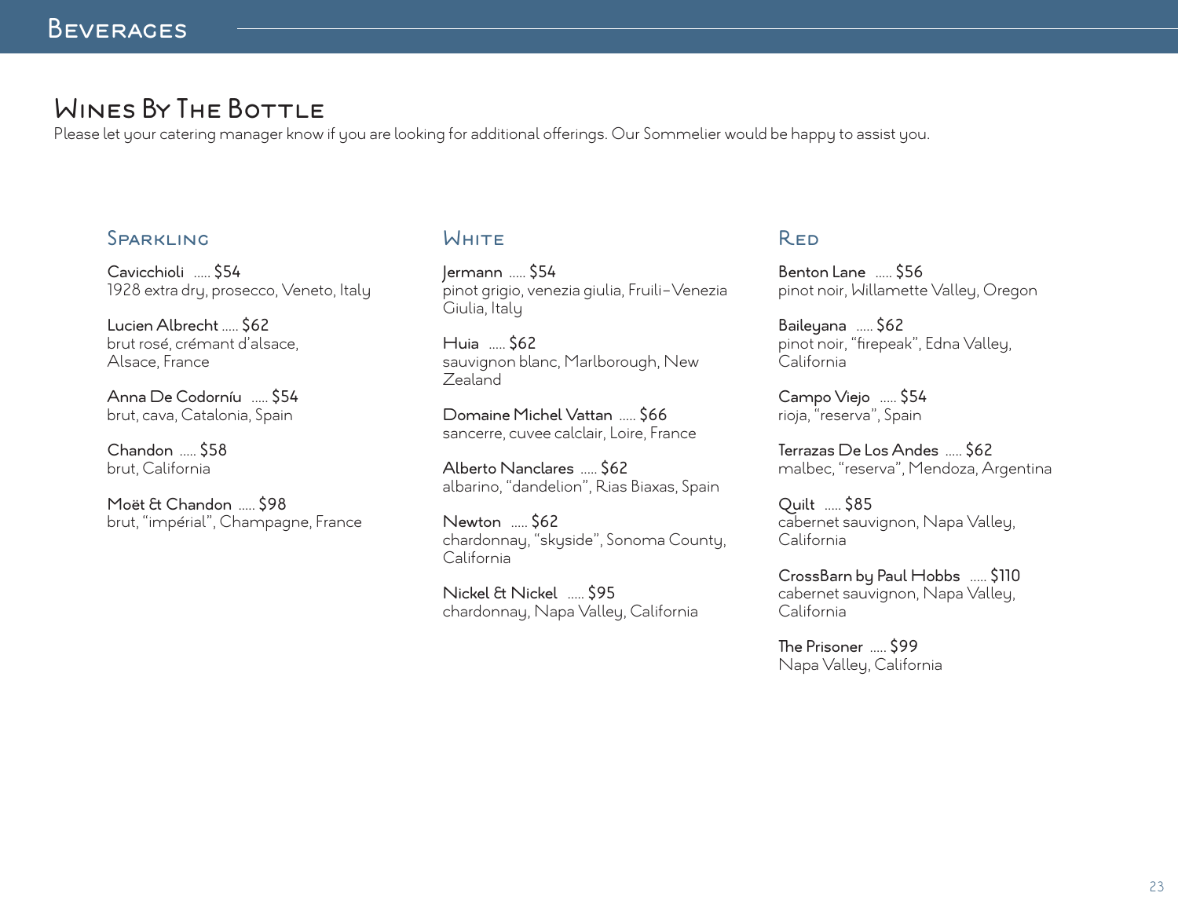# Beverages

## Wines By The Bottle

Please let your catering manager know if you are looking for additional offerings. Our Sommelier would be happy to assist you.

### Sparkling

Cavicchioli ..... $54
1928 extra dry, prosecco, Veneto, Italy

Lucien Albrecht ..... $62
brut rosé, crémant d'alsace, Alsace, France

Anna De Codorníu ..... $54
brut, cava, Catalonia, Spain

Chandon ..... $58
brut, California

Moët & Chandon ..... $98
brut, "impérial", Champagne, France

### White

Jermann ..... $54
pinot grigio, venezia giulia, Fruili–Venezia Giulia, Italy

Huia ..... $62
sauvignon blanc, Marlborough, New Zealand

Domaine Michel Vattan ..... $66
sancerre, cuvee calclair, Loire, France

Alberto Nanclares ..... $62
albarino, "dandelion", Rias Biaxas, Spain

Newton ..... $62
chardonnay, "skyside", Sonoma County, California

Nickel & Nickel ..... $95
chardonnay, Napa Valley, California

### Red

Benton Lane ..... $56
pinot noir, Willamette Valley, Oregon

Baileyana ..... $62
pinot noir, "firepeak", Edna Valley, California

Campo Viejo ..... $54
rioja, "reserva", Spain

Terrazas De Los Andes ..... $62
malbec, "reserva", Mendoza, Argentina

Quilt ..... $85
cabernet sauvignon, Napa Valley, California

CrossBarn by Paul Hobbs ..... $110
cabernet sauvignon, Napa Valley, California

The Prisoner ..... $99
Napa Valley, California